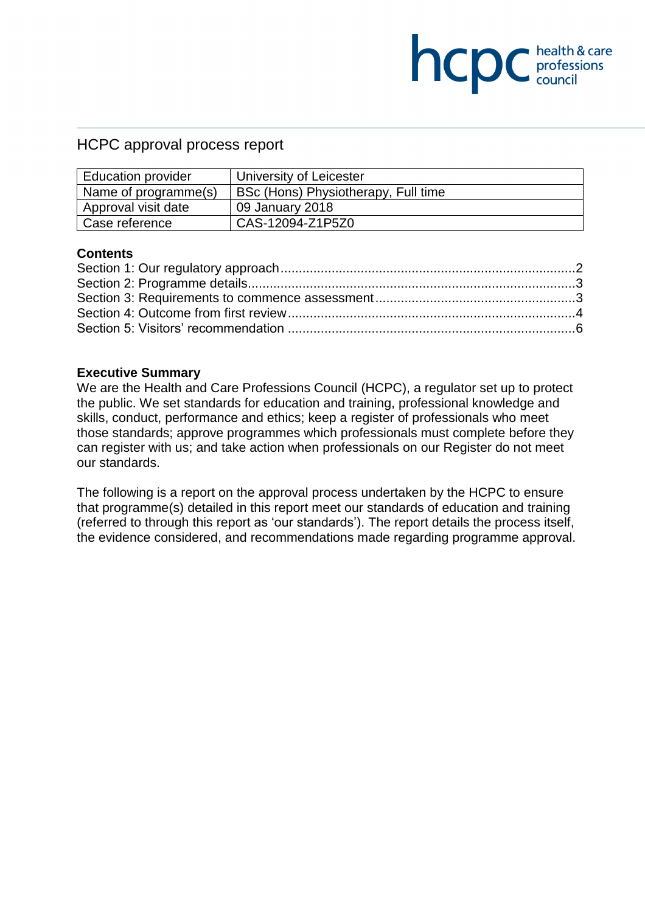# HCPC approval process report

| Education provider | University of Leicester |
|---|---|
| Name of programme(s) | BSc (Hons) Physiotherapy, Full time |
| Approval visit date | 09 January 2018 |
| Case reference | CAS-12094-Z1P5Z0 |

## Contents

Section 1: Our regulatory approach ........ 2
Section 2: Programme details ........ 3
Section 3: Requirements to commence assessment ........ 3
Section 4: Outcome from first review ........ 4
Section 5: Visitors' recommendation ........ 6

## Executive Summary

We are the Health and Care Professions Council (HCPC), a regulator set up to protect the public. We set standards for education and training, professional knowledge and skills, conduct, performance and ethics; keep a register of professionals who meet those standards; approve programmes which professionals must complete before they can register with us; and take action when professionals on our Register do not meet our standards.

The following is a report on the approval process undertaken by the HCPC to ensure that programme(s) detailed in this report meet our standards of education and training (referred to through this report as 'our standards'). The report details the process itself, the evidence considered, and recommendations made regarding programme approval.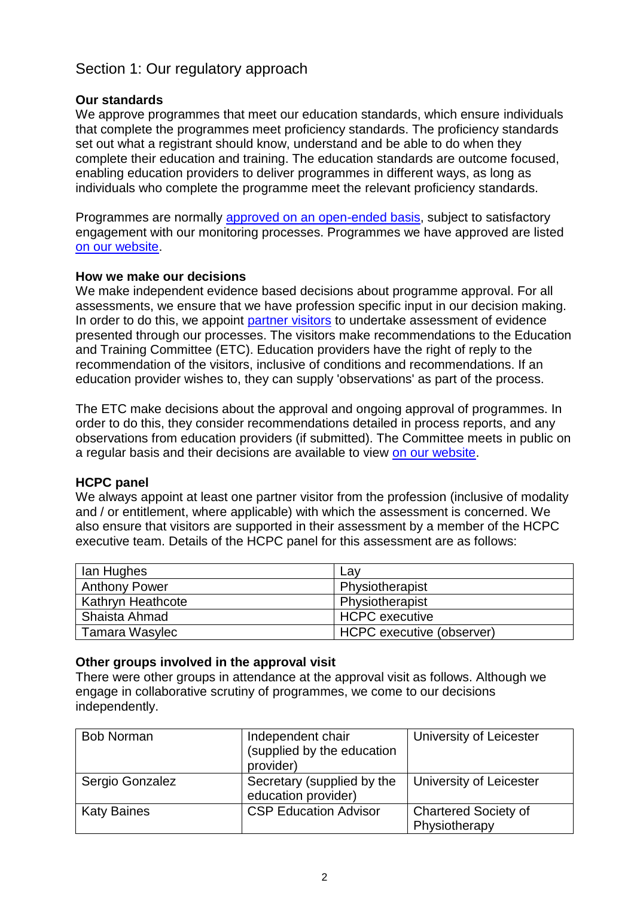## Section 1: Our regulatory approach

### Our standards

We approve programmes that meet our education standards, which ensure individuals that complete the programmes meet proficiency standards. The proficiency standards set out what a registrant should know, understand and be able to do when they complete their education and training. The education standards are outcome focused, enabling education providers to deliver programmes in different ways, as long as individuals who complete the programme meet the relevant proficiency standards.

Programmes are normally approved on an open-ended basis, subject to satisfactory engagement with our monitoring processes. Programmes we have approved are listed on our website.

### How we make our decisions

We make independent evidence based decisions about programme approval. For all assessments, we ensure that we have profession specific input in our decision making. In order to do this, we appoint partner visitors to undertake assessment of evidence presented through our processes. The visitors make recommendations to the Education and Training Committee (ETC). Education providers have the right of reply to the recommendation of the visitors, inclusive of conditions and recommendations. If an education provider wishes to, they can supply 'observations' as part of the process.

The ETC make decisions about the approval and ongoing approval of programmes. In order to do this, they consider recommendations detailed in process reports, and any observations from education providers (if submitted). The Committee meets in public on a regular basis and their decisions are available to view on our website.

### HCPC panel

We always appoint at least one partner visitor from the profession (inclusive of modality and / or entitlement, where applicable) with which the assessment is concerned. We also ensure that visitors are supported in their assessment by a member of the HCPC executive team. Details of the HCPC panel for this assessment are as follows:

| | |
|---|---|
| Ian Hughes | Lay |
| Anthony Power | Physiotherapist |
| Kathryn Heathcote | Physiotherapist |
| Shaista Ahmad | HCPC executive |
| Tamara Wasylec | HCPC executive (observer) |

### Other groups involved in the approval visit

There were other groups in attendance at the approval visit as follows. Although we engage in collaborative scrutiny of programmes, we come to our decisions independently.

| | | |
|---|---|---|
| Bob Norman | Independent chair (supplied by the education provider) | University of Leicester |
| Sergio Gonzalez | Secretary (supplied by the education provider) | University of Leicester |
| Katy Baines | CSP Education Advisor | Chartered Society of Physiotherapy |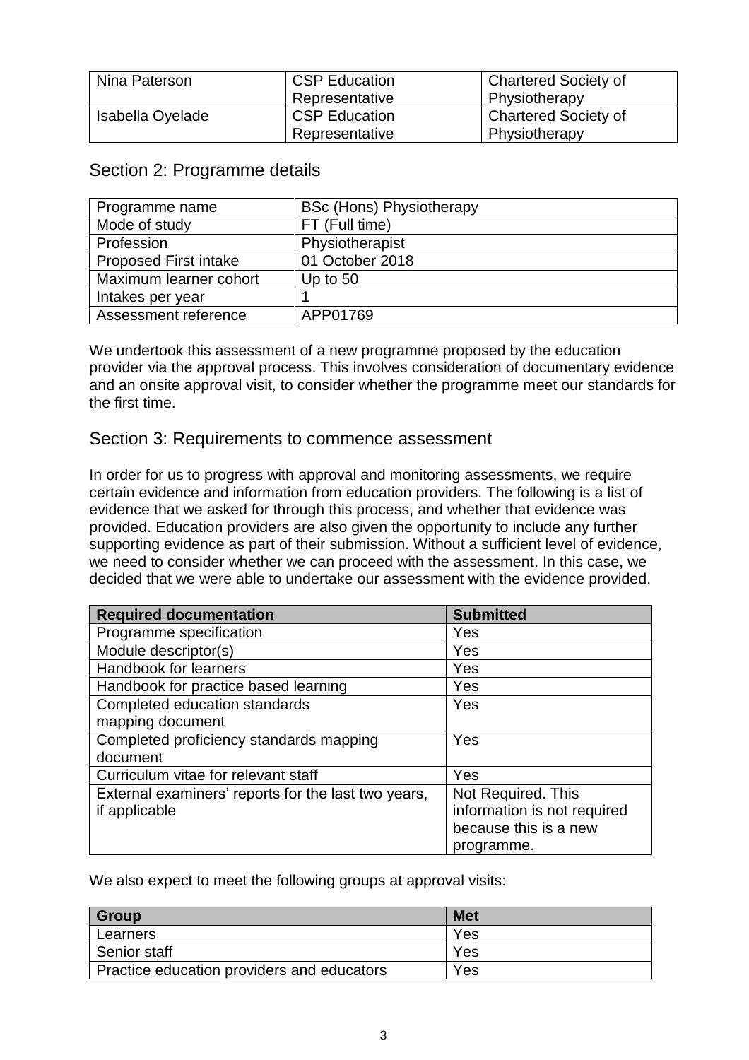| Nina Paterson | CSP Education Representative | Chartered Society of Physiotherapy |
|---|---|---|
| Isabella Oyelade | CSP Education Representative | Chartered Society of Physiotherapy |

## Section 2: Programme details

| Programme name | BSc (Hons) Physiotherapy |
|---|---|
| Mode of study | FT (Full time) |
| Profession | Physiotherapist |
| Proposed First intake | 01 October 2018 |
| Maximum learner cohort | Up to 50 |
| Intakes per year | 1 |
| Assessment reference | APP01769 |

We undertook this assessment of a new programme proposed by the education provider via the approval process. This involves consideration of documentary evidence and an onsite approval visit, to consider whether the programme meet our standards for the first time.

## Section 3: Requirements to commence assessment

In order for us to progress with approval and monitoring assessments, we require certain evidence and information from education providers. The following is a list of evidence that we asked for through this process, and whether that evidence was provided. Education providers are also given the opportunity to include any further supporting evidence as part of their submission. Without a sufficient level of evidence, we need to consider whether we can proceed with the assessment. In this case, we decided that we were able to undertake our assessment with the evidence provided.

| Required documentation | Submitted |
|---|---|
| Programme specification | Yes |
| Module descriptor(s) | Yes |
| Handbook for learners | Yes |
| Handbook for practice based learning | Yes |
| Completed education standards mapping document | Yes |
| Completed proficiency standards mapping document | Yes |
| Curriculum vitae for relevant staff | Yes |
| External examiners' reports for the last two years, if applicable | Not Required. This information is not required because this is a new programme. |

We also expect to meet the following groups at approval visits:

| Group | Met |
|---|---|
| Learners | Yes |
| Senior staff | Yes |
| Practice education providers and educators | Yes |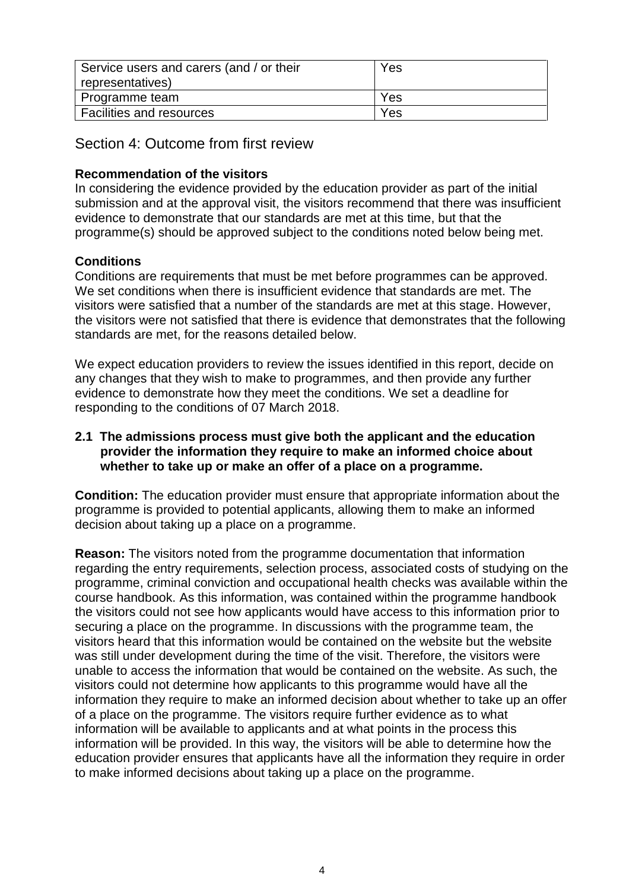| Service users and carers (and / or their representatives) | Yes |
|---|---|
| Programme team | Yes |
| Facilities and resources | Yes |

## Section 4: Outcome from first review

**Recommendation of the visitors**

In considering the evidence provided by the education provider as part of the initial submission and at the approval visit, the visitors recommend that there was insufficient evidence to demonstrate that our standards are met at this time, but that the programme(s) should be approved subject to the conditions noted below being met.

**Conditions**

Conditions are requirements that must be met before programmes can be approved. We set conditions when there is insufficient evidence that standards are met. The visitors were satisfied that a number of the standards are met at this stage. However, the visitors were not satisfied that there is evidence that demonstrates that the following standards are met, for the reasons detailed below.

We expect education providers to review the issues identified in this report, decide on any changes that they wish to make to programmes, and then provide any further evidence to demonstrate how they meet the conditions. We set a deadline for responding to the conditions of 07 March 2018.

**2.1 The admissions process must give both the applicant and the education provider the information they require to make an informed choice about whether to take up or make an offer of a place on a programme.**

**Condition:** The education provider must ensure that appropriate information about the programme is provided to potential applicants, allowing them to make an informed decision about taking up a place on a programme.

**Reason:** The visitors noted from the programme documentation that information regarding the entry requirements, selection process, associated costs of studying on the programme, criminal conviction and occupational health checks was available within the course handbook. As this information, was contained within the programme handbook the visitors could not see how applicants would have access to this information prior to securing a place on the programme. In discussions with the programme team, the visitors heard that this information would be contained on the website but the website was still under development during the time of the visit. Therefore, the visitors were unable to access the information that would be contained on the website. As such, the visitors could not determine how applicants to this programme would have all the information they require to make an informed decision about whether to take up an offer of a place on the programme. The visitors require further evidence as to what information will be available to applicants and at what points in the process this information will be provided. In this way, the visitors will be able to determine how the education provider ensures that applicants have all the information they require in order to make informed decisions about taking up a place on the programme.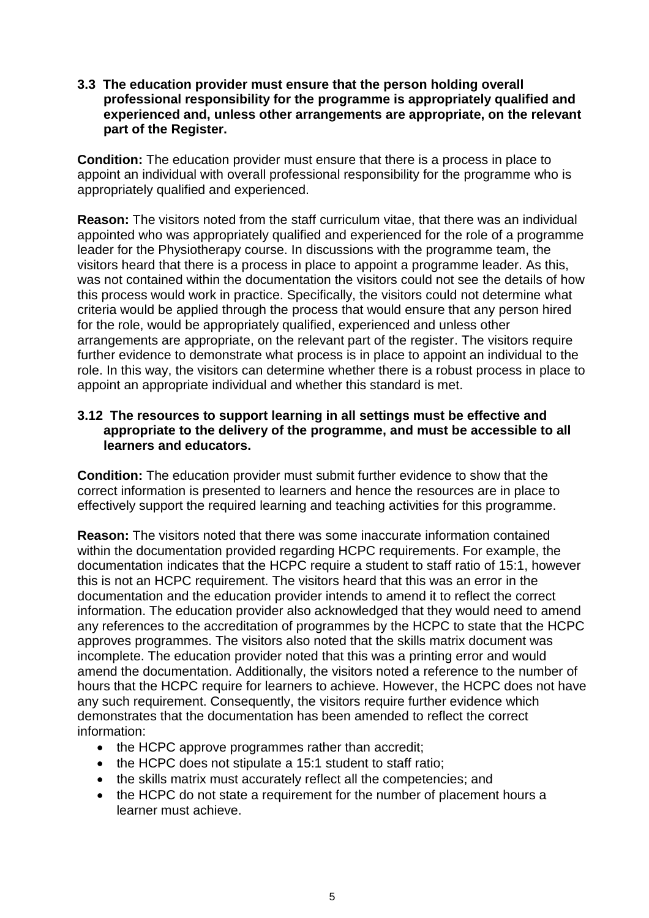**3.3 The education provider must ensure that the person holding overall professional responsibility for the programme is appropriately qualified and experienced and, unless other arrangements are appropriate, on the relevant part of the Register.**

**Condition:** The education provider must ensure that there is a process in place to appoint an individual with overall professional responsibility for the programme who is appropriately qualified and experienced.

**Reason:** The visitors noted from the staff curriculum vitae, that there was an individual appointed who was appropriately qualified and experienced for the role of a programme leader for the Physiotherapy course. In discussions with the programme team, the visitors heard that there is a process in place to appoint a programme leader. As this, was not contained within the documentation the visitors could not see the details of how this process would work in practice. Specifically, the visitors could not determine what criteria would be applied through the process that would ensure that any person hired for the role, would be appropriately qualified, experienced and unless other arrangements are appropriate, on the relevant part of the register. The visitors require further evidence to demonstrate what process is in place to appoint an individual to the role. In this way, the visitors can determine whether there is a robust process in place to appoint an appropriate individual and whether this standard is met.

**3.12 The resources to support learning in all settings must be effective and appropriate to the delivery of the programme, and must be accessible to all learners and educators.**

**Condition:** The education provider must submit further evidence to show that the correct information is presented to learners and hence the resources are in place to effectively support the required learning and teaching activities for this programme.

**Reason:** The visitors noted that there was some inaccurate information contained within the documentation provided regarding HCPC requirements. For example, the documentation indicates that the HCPC require a student to staff ratio of 15:1, however this is not an HCPC requirement. The visitors heard that this was an error in the documentation and the education provider intends to amend it to reflect the correct information. The education provider also acknowledged that they would need to amend any references to the accreditation of programmes by the HCPC to state that the HCPC approves programmes. The visitors also noted that the skills matrix document was incomplete. The education provider noted that this was a printing error and would amend the documentation. Additionally, the visitors noted a reference to the number of hours that the HCPC require for learners to achieve. However, the HCPC does not have any such requirement. Consequently, the visitors require further evidence which demonstrates that the documentation has been amended to reflect the correct information:

- the HCPC approve programmes rather than accredit;
- the HCPC does not stipulate a 15:1 student to staff ratio;
- the skills matrix must accurately reflect all the competencies; and
- the HCPC do not state a requirement for the number of placement hours a learner must achieve.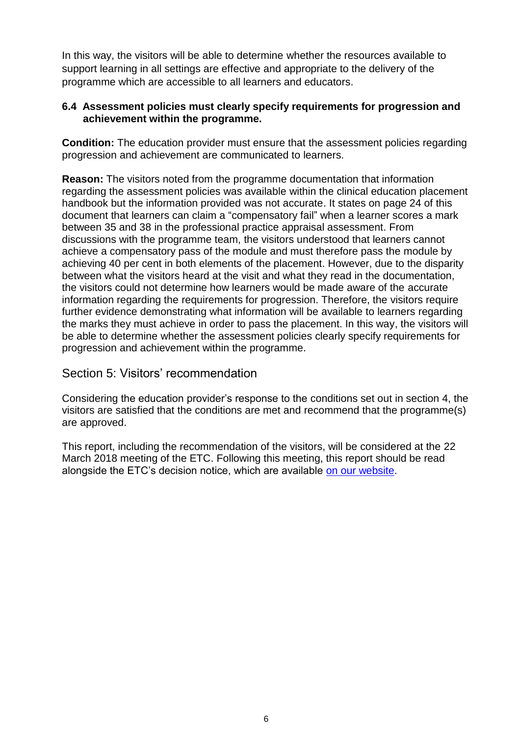In this way, the visitors will be able to determine whether the resources available to support learning in all settings are effective and appropriate to the delivery of the programme which are accessible to all learners and educators.

**6.4 Assessment policies must clearly specify requirements for progression and achievement within the programme.**

**Condition:** The education provider must ensure that the assessment policies regarding progression and achievement are communicated to learners.

**Reason:** The visitors noted from the programme documentation that information regarding the assessment policies was available within the clinical education placement handbook but the information provided was not accurate. It states on page 24 of this document that learners can claim a "compensatory fail" when a learner scores a mark between 35 and 38 in the professional practice appraisal assessment. From discussions with the programme team, the visitors understood that learners cannot achieve a compensatory pass of the module and must therefore pass the module by achieving 40 per cent in both elements of the placement. However, due to the disparity between what the visitors heard at the visit and what they read in the documentation, the visitors could not determine how learners would be made aware of the accurate information regarding the requirements for progression. Therefore, the visitors require further evidence demonstrating what information will be available to learners regarding the marks they must achieve in order to pass the placement. In this way, the visitors will be able to determine whether the assessment policies clearly specify requirements for progression and achievement within the programme.

## Section 5: Visitors' recommendation

Considering the education provider's response to the conditions set out in section 4, the visitors are satisfied that the conditions are met and recommend that the programme(s) are approved.

This report, including the recommendation of the visitors, will be considered at the 22 March 2018 meeting of the ETC. Following this meeting, this report should be read alongside the ETC's decision notice, which are available on our website.